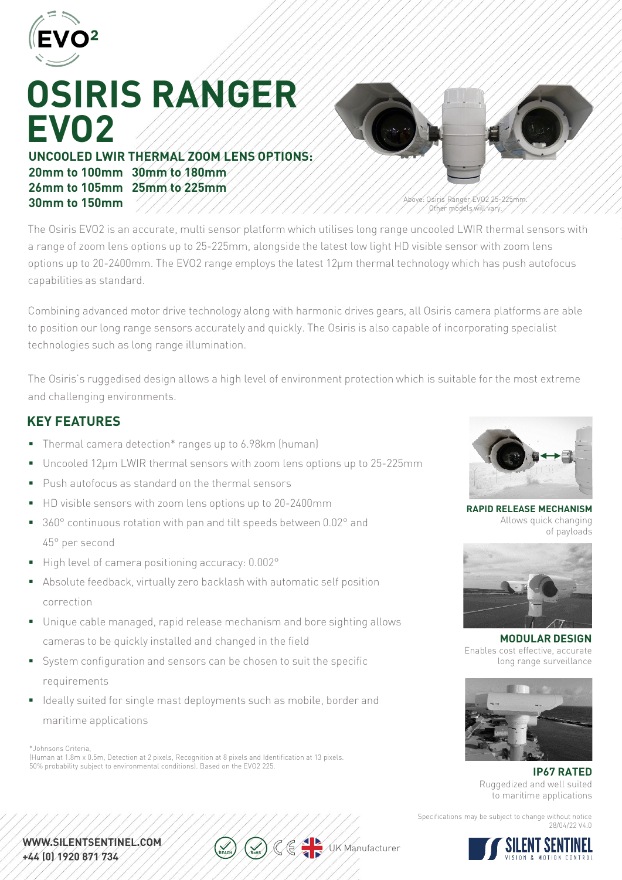# OSIRIS RANGER EVO2

**UNCOOLED LWIR THERMAL ZOOM LENS OPTIONS:**

**20mm to 100mm 30mm to 180mm**
**26mm to 105mm 25mm to 225mm**
**30mm to 150mm**

Above: Osiris Ranger EVO2 25-225mm. Other models will vary.

The Osiris EVO2 is an accurate, multi sensor platform which utilises long range uncooled LWIR thermal sensors with a range of zoom lens options up to 25-225mm, alongside the latest low light HD visible sensor with zoom lens options up to 20-2400mm. The EVO2 range employs the latest 12μm thermal technology which has push autofocus capabilities as standard.

Combining advanced motor drive technology along with harmonic drives gears, all Osiris camera platforms are able to position our long range sensors accurately and quickly. The Osiris is also capable of incorporating specialist technologies such as long range illumination.

The Osiris's ruggedised design allows a high level of environment protection which is suitable for the most extreme and challenging environments.

## KEY FEATURES

- Thermal camera detection* ranges up to 6.98km (human)
- Uncooled 12μm LWIR thermal sensors with zoom lens options up to 25-225mm
- Push autofocus as standard on the thermal sensors
- HD visible sensors with zoom lens options up to 20-2400mm
- 360° continuous rotation with pan and tilt speeds between 0.02° and 45° per second
- High level of camera positioning accuracy: 0.002°
- Absolute feedback, virtually zero backlash with automatic self position correction
- Unique cable managed, rapid release mechanism and bore sighting allows cameras to be quickly installed and changed in the field
- System configuration and sensors can be chosen to suit the specific requirements
- Ideally suited for single mast deployments such as mobile, border and maritime applications

*Johnsons Criteria,
(Human at 1.8m x 0.5m, Detection at 2 pixels, Recognition at 8 pixels and Identification at 13 pixels. 50% probability subject to environmental conditions). Based on the EVO2 225.

**RAPID RELEASE MECHANISM**
Allows quick changing of payloads

**MODULAR DESIGN**
Enables cost effective, accurate long range surveillance

**IP67 RATED**
Ruggedized and well suited to maritime applications

Specifications may be subject to change without notice
28/04/22 V4.0

**WWW.SILENTSENTINEL.COM**
**+44 (0) 1920 871 734**

UK Manufacturer

SILENT SENTINEL
VISION & MOTION CONTROL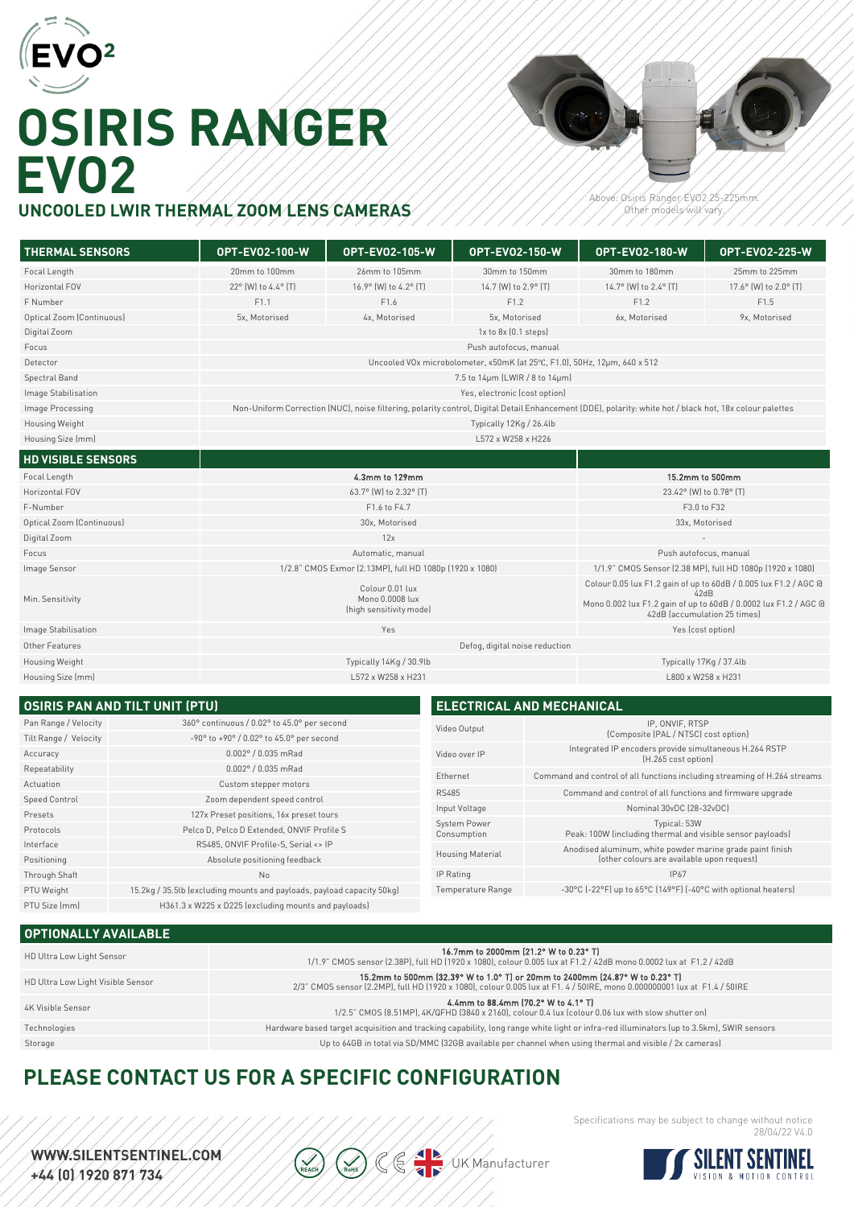# OSIRIS RANGER EVO2

## UNCOOLED LWIR THERMAL ZOOM LENS CAMERAS

Above: Osiris Ranger EVO2 25-225mm. Other models will vary.

| THERMAL SENSORS | OPT-EVO2-100-W | OPT-EVO2-105-W | OPT-EVO2-150-W | OPT-EVO2-180-W | OPT-EVO2-225-W |
|---|---|---|---|---|---|
| Focal Length | 20mm to 100mm | 26mm to 105mm | 30mm to 150mm | 30mm to 180mm | 25mm to 225mm |
| Horizontal FOV | 22° (W) to 4.4° (T) | 16.9° (W) to 4.2° (T) | 14.7 (W) to 2.9° (T) | 14.7° (W) to 2.4° (T) | 17.6° (W) to 2.0° (T) |
| F Number | F1.1 | F1.6 | F1.2 | F1.2 | F1.5 |
| Optical Zoom (Continuous) | 5x, Motorised | 4x, Motorised | 5x, Motorised | 6x, Motorised | 9x, Motorised |
| Digital Zoom | 1x to 8x (0.1 steps) | | | | |
| Focus | Push autofocus, manual | | | | |
| Detector | Uncooled VOx microbolometer, ≤50mK (at 25°C, F1.0), 50Hz, 12µm, 640 x 512 | | | | |
| Spectral Band | 7.5 to 14µm (LWIR / 8 to 14µm) | | | | |
| Image Stabilisation | Yes, electronic (cost option) | | | | |
| Image Processing | Non-Uniform Correction (NUC), noise filtering, polarity control, Digital Detail Enhancement (DDE), polarity: white hot / black hot, 18x colour palettes | | | | |
| Housing Weight | Typically 12Kg / 26.4lb | | | | |
| Housing Size (mm) | L572 x W258 x H226 | | | | |

| HD VISIBLE SENSORS | | |
|---|---|---|
| Focal Length | 4.3mm to 129mm | 15.2mm to 500mm |
| Horizontal FOV | 63.7° (W) to 2.32° (T) | 23.42° (W) to 0.78° (T) |
| F-Number | F1.6 to F4.7 | F3.0 to F32 |
| Optical Zoom (Continuous) | 30x, Motorised | 33x, Motorised |
| Digital Zoom | 12x | - |
| Focus | Automatic, manual | Push autofocus, manual |
| Image Sensor | 1/2.8" CMOS Exmor (2.13MP), full HD 1080p (1920 x 1080) | 1/1.9" CMOS Sensor (2.38 MP), full HD 1080p (1920 x 1080) |
| Min. Sensitivity | Colour 0.01 lux<br>Mono 0.0008 lux<br>(high sensitivity mode) | Colour 0.05 lux F1.2 gain of up to 60dB / 0.005 lux F1.2 / AGC @ 42dB<br>Mono 0.002 lux F1.2 gain of up to 60dB / 0.0002 lux F1.2 / AGC @ 42dB (accumulation 25 times) |
| Image Stabilisation | Yes | Yes (cost option) |
| Other Features | Defog, digital noise reduction | |
| Housing Weight | Typically 14Kg / 30.9lb | Typically 17Kg / 37.4lb |
| Housing Size (mm) | L572 x W258 x H231 | L800 x W258 x H231 |

| OSIRIS PAN AND TILT UNIT (PTU) | |
|---|---|
| Pan Range / Velocity | 360° continuous / 0.02° to 45.0° per second |
| Tilt Range / Velocity | -90° to +90° / 0.02° to 45.0° per second |
| Accuracy | 0.002° / 0.035 mRad |
| Repeatability | 0.002° / 0.035 mRad |
| Actuation | Custom stepper motors |
| Speed Control | Zoom dependent speed control |
| Presets | 127x Preset positions, 16x preset tours |
| Protocols | Pelco D, Pelco D Extended, ONVIF Profile S |
| Interface | RS485, ONVIF Profile-S, Serial <> IP |
| Positioning | Absolute positioning feedback |
| Through Shaft | No |
| PTU Weight | 15.2kg / 35.5lb (excluding mounts and payloads, payload capacity 50kg) |
| PTU Size (mm) | H361.3 x W225 x D225 (excluding mounts and payloads) |

| ELECTRICAL AND MECHANICAL | |
|---|---|
| Video Output | IP, ONVIF, RTSP<br>(Composite (PAL / NTSC) cost option) |
| Video over IP | Integrated IP encoders provide simultaneous H.264 RSTP<br>(H.265 cost option) |
| Ethernet | Command and control of all functions including streaming of H.264 streams |
| RS485 | Command and control of all functions and firmware upgrade |
| Input Voltage | Nominal 30vDC (28-32vDC) |
| System Power Consumption | Typical: 53W<br>Peak: 100W (including thermal and visible sensor payloads) |
| Housing Material | Anodised aluminum, white powder marine grade paint finish<br>(other colours are available upon request) |
| IP Rating | IP67 |
| Temperature Range | -30°C (-22°F) up to 65°C (149°F) (-40°C with optional heaters) |

| OPTIONALLY AVAILABLE | |
|---|---|
| HD Ultra Low Light Sensor | **16.7mm to 2000mm (21.2° W to 0.23° T)**<br>1/1.9" CMOS sensor (2.38P), full HD (1920 x 1080), colour 0.005 lux at F1.2 / 42dB mono 0.0002 lux at F1.2 / 42dB |
| HD Ultra Low Light Visible Sensor | **15.2mm to 500mm (32.39° W to 1.0° T) or 20mm to 2400mm (24.87° W to 0.23° T)**<br>2/3" CMOS sensor (2.2MP), full HD (1920 x 1080), colour 0.005 lux at F1. 4 / 50IRE, mono 0.000000001 lux at F1.4 / 50IRE |
| 4K Visible Sensor | **4.4mm to 88.4mm (70.2° W to 4.1° T)**<br>1/2.5" CMOS (8.51MP), 4K/QFHD (3840 x 2160), colour 0.4 lux (colour 0.06 lux with slow shutter on) |
| Technologies | Hardware based target acquisition and tracking capability, long range white light or infra-red illuminators (up to 3.5km), SWIR sensors |
| Storage | Up to 64GB in total via SD/MMC (32GB available per channel when using thermal and visible / 2x cameras) |

# PLEASE CONTACT US FOR A SPECIFIC CONFIGURATION

Specifications may be subject to change without notice
28/04/22 V4.0

**WWW.SILENTSENTINEL.COM**
**+44 (0) 1920 871 734**

UK Manufacturer

SILENT SENTINEL
VISION & MOTION CONTROL